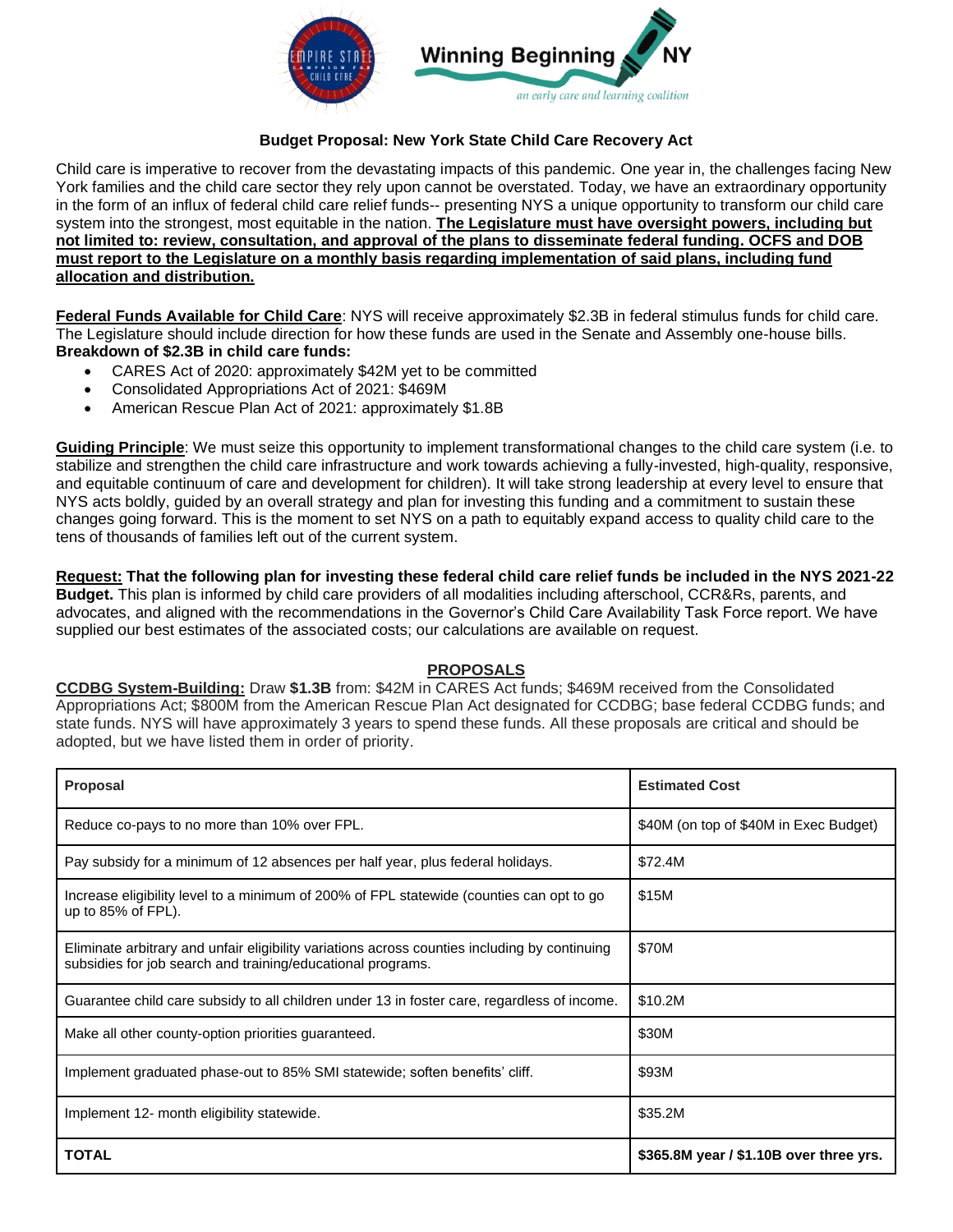### Budget Proposal: New York State Child Care Recovery Act

Child care is imperative to recover from the devastating impacts of this pandemic. One year in, the challenges facing New York families and the child care sector they rely upon cannot be overstated. Today, we have an extraordinary opportunity in the form of an influx of federal child care relief funds-- presenting NYS a unique opportunity to transform our child care system into the strongest, most equitable in the nation. **The Legislature must have oversight powers, including but not limited to: review, consultation, and approval of the plans to disseminate federal funding. OCFS and DOB must report to the Legislature on a monthly basis regarding implementation of said plans, including fund allocation and distribution.**

**Federal Funds Available for Child Care**: NYS will receive approximately $2.3B in federal stimulus funds for child care. The Legislature should include direction for how these funds are used in the Senate and Assembly one-house bills.
**Breakdown of $2.3B in child care funds:**

- CARES Act of 2020: approximately $42M yet to be committed
- Consolidated Appropriations Act of 2021: $469M
- American Rescue Plan Act of 2021: approximately $1.8B

**Guiding Principle**: We must seize this opportunity to implement transformational changes to the child care system (i.e. to stabilize and strengthen the child care infrastructure and work towards achieving a fully-invested, high-quality, responsive, and equitable continuum of care and development for children). It will take strong leadership at every level to ensure that NYS acts boldly, guided by an overall strategy and plan for investing this funding and a commitment to sustain these changes going forward. This is the moment to set NYS on a path to equitably expand access to quality child care to the tens of thousands of families left out of the current system.

**Request: That the following plan for investing these federal child care relief funds be included in the NYS 2021-22 Budget.** This plan is informed by child care providers of all modalities including afterschool, CCR&Rs, parents, and advocates, and aligned with the recommendations in the Governor's Child Care Availability Task Force report. We have supplied our best estimates of the associated costs; our calculations are available on request.

## PROPOSALS

**CCDBG System-Building:** Draw **$1.3B** from: $42M in CARES Act funds; $469M received from the Consolidated Appropriations Act; $800M from the American Rescue Plan Act designated for CCDBG; base federal CCDBG funds; and state funds. NYS will have approximately 3 years to spend these funds. All these proposals are critical and should be adopted, but we have listed them in order of priority.

| Proposal | Estimated Cost |
|---|---|
| Reduce co-pays to no more than 10% over FPL. | $40M (on top of $40M in Exec Budget) |
| Pay subsidy for a minimum of 12 absences per half year, plus federal holidays. | $72.4M |
| Increase eligibility level to a minimum of 200% of FPL statewide (counties can opt to go up to 85% of FPL). | $15M |
| Eliminate arbitrary and unfair eligibility variations across counties including by continuing subsidies for job search and training/educational programs. | $70M |
| Guarantee child care subsidy to all children under 13 in foster care, regardless of income. | $10.2M |
| Make all other county-option priorities guaranteed. | $30M |
| Implement graduated phase-out to 85% SMI statewide; soften benefits' cliff. | $93M |
| Implement 12- month eligibility statewide. | $35.2M |
| **TOTAL** | **$365.8M year / $1.10B over three yrs.** |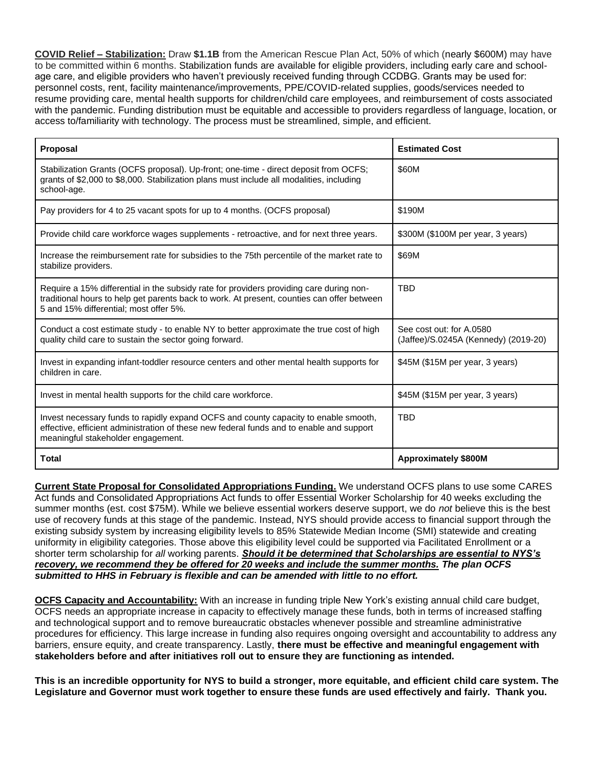**<u>COVID Relief – Stabilization:</u>** Draw **$1.1B** from the American Rescue Plan Act, 50% of which (nearly $600M) may have to be committed within 6 months. Stabilization funds are available for eligible providers, including early care and school-age care, and eligible providers who haven't previously received funding through CCDBG. Grants may be used for: personnel costs, rent, facility maintenance/improvements, PPE/COVID-related supplies, goods/services needed to resume providing care, mental health supports for children/child care employees, and reimbursement of costs associated with the pandemic. Funding distribution must be equitable and accessible to providers regardless of language, location, or access to/familiarity with technology. The process must be streamlined, simple, and efficient.

| Proposal | Estimated Cost |
|---|---|
| Stabilization Grants (OCFS proposal). Up-front; one-time - direct deposit from OCFS; grants of $2,000 to $8,000. Stabilization plans must include all modalities, including school-age. | $60M |
| Pay providers for 4 to 25 vacant spots for up to 4 months. (OCFS proposal) | $190M |
| Provide child care workforce wages supplements - retroactive, and for next three years. | $300M ($100M per year, 3 years) |
| Increase the reimbursement rate for subsidies to the 75th percentile of the market rate to stabilize providers. | $69M |
| Require a 15% differential in the subsidy rate for providers providing care during non-traditional hours to help get parents back to work. At present, counties can offer between 5 and 15% differential; most offer 5%. | TBD |
| Conduct a cost estimate study - to enable NY to better approximate the true cost of high quality child care to sustain the sector going forward. | See cost out: for A.0580 (Jaffee)/S.0245A (Kennedy) (2019-20) |
| Invest in expanding infant-toddler resource centers and other mental health supports for children in care. | $45M ($15M per year, 3 years) |
| Invest in mental health supports for the child care workforce. | $45M ($15M per year, 3 years) |
| Invest necessary funds to rapidly expand OCFS and county capacity to enable smooth, effective, efficient administration of these new federal funds and to enable and support meaningful stakeholder engagement. | TBD |
| **Total** | **Approximately $800M** |

**<u>Current State Proposal for Consolidated Appropriations Funding.</u>** We understand OCFS plans to use some CARES Act funds and Consolidated Appropriations Act funds to offer Essential Worker Scholarship for 40 weeks excluding the summer months (est. cost $75M). While we believe essential workers deserve support, we do *not* believe this is the best use of recovery funds at this stage of the pandemic. Instead, NYS should provide access to financial support through the existing subsidy system by increasing eligibility levels to 85% Statewide Median Income (SMI) statewide and creating uniformity in eligibility categories. Those above this eligibility level could be supported via Facilitated Enrollment or a shorter term scholarship for *all* working parents. ***<u>Should it be determined that Scholarships are essential to NYS's recovery, we recommend they be offered for 20 weeks and include the summer months.</u> The plan OCFS submitted to HHS in February is flexible and can be amended with little to no effort.***

**<u>OCFS Capacity and Accountability:</u>** With an increase in funding triple New York's existing annual child care budget, OCFS needs an appropriate increase in capacity to effectively manage these funds, both in terms of increased staffing and technological support and to remove bureaucratic obstacles whenever possible and streamline administrative procedures for efficiency. This large increase in funding also requires ongoing oversight and accountability to address any barriers, ensure equity, and create transparency. Lastly, **there must be effective and meaningful engagement with stakeholders before and after initiatives roll out to ensure they are functioning as intended.**

**This is an incredible opportunity for NYS to build a stronger, more equitable, and efficient child care system. The Legislature and Governor must work together to ensure these funds are used effectively and fairly. Thank you.**